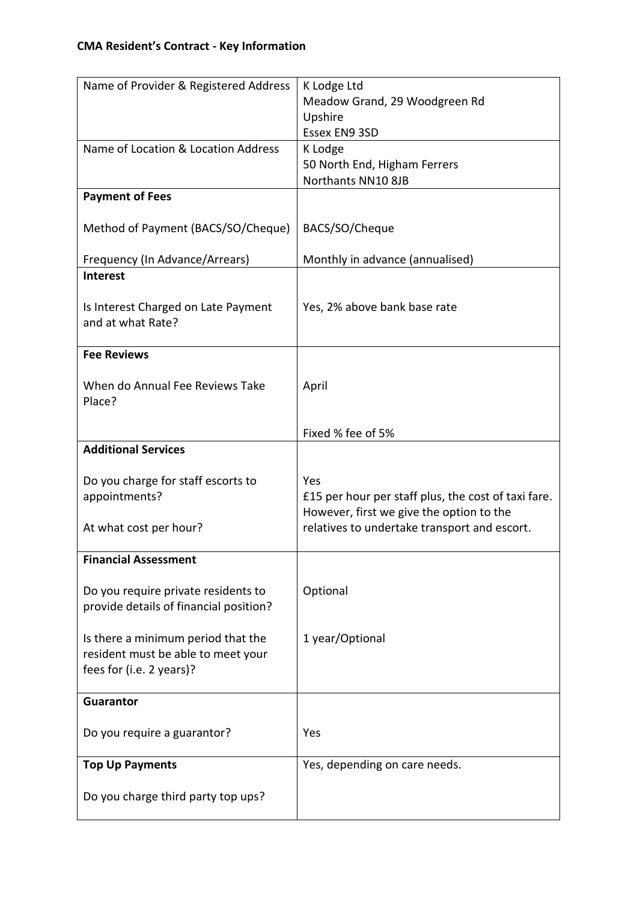**CMA Resident's Contract - Key Information**

| | |
|---|---|
| Name of Provider & Registered Address | K Lodge Ltd<br>Meadow Grand, 29 Woodgreen Rd<br>Upshire<br>Essex EN9 3SD |
| Name of Location & Location Address | K Lodge<br>50 North End, Higham Ferrers<br>Northants NN10 8JB |
| **Payment of Fees**<br><br>Method of Payment (BACS/SO/Cheque)<br><br>Frequency (In Advance/Arrears) | <br><br>BACS/SO/Cheque<br><br>Monthly in advance (annualised) |
| **Interest**<br><br>Is Interest Charged on Late Payment and at what Rate? | <br><br>Yes, 2% above bank base rate |
| **Fee Reviews**<br><br>When do Annual Fee Reviews Take Place? | <br><br>April<br><br>Fixed % fee of 5% |
| **Additional Services**<br><br>Do you charge for staff escorts to appointments?<br><br>At what cost per hour? | <br><br>Yes<br>£15 per hour per staff plus, the cost of taxi fare. However, first we give the option to the relatives to undertake transport and escort. |
| **Financial Assessment**<br><br>Do you require private residents to provide details of financial position?<br><br>Is there a minimum period that the resident must be able to meet your fees for (i.e. 2 years)? | <br><br>Optional<br><br>1 year/Optional |
| **Guarantor**<br><br>Do you require a guarantor? | <br><br>Yes |
| **Top Up Payments**<br><br>Do you charge third party top ups? | Yes, depending on care needs. |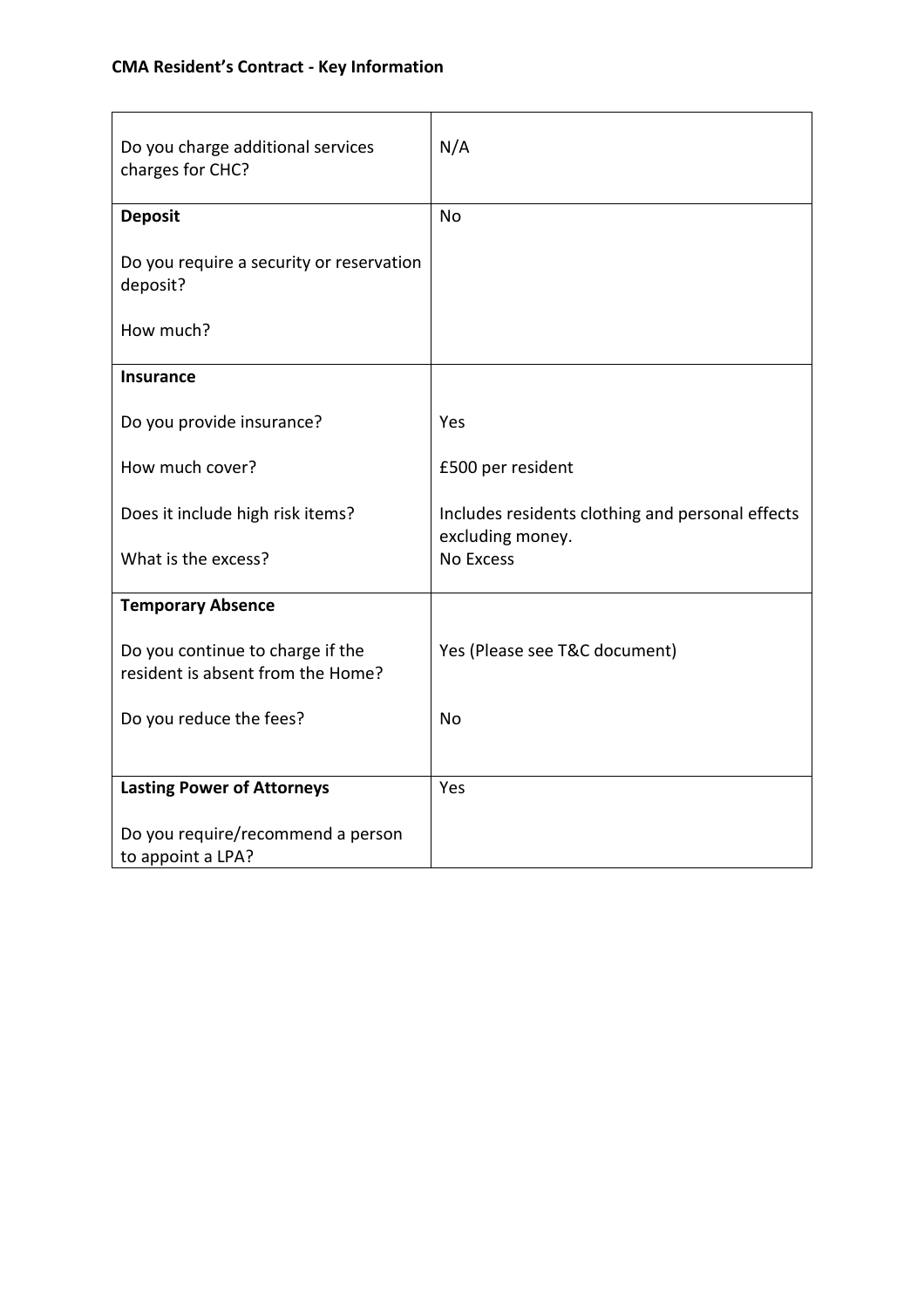**CMA Resident's Contract - Key Information**

| | |
|---|---|
| Do you charge additional services charges for CHC? | N/A |
| **Deposit**<br><br>Do you require a security or reservation deposit?<br><br>How much? | No |
| **Insurance**<br><br>Do you provide insurance?<br><br>How much cover?<br><br>Does it include high risk items?<br><br>What is the excess? | <br><br>Yes<br><br>£500 per resident<br><br>Includes residents clothing and personal effects excluding money.<br>No Excess |
| **Temporary Absence**<br><br>Do you continue to charge if the resident is absent from the Home?<br><br>Do you reduce the fees? | <br><br>Yes (Please see T&C document)<br><br>No |
| **Lasting Power of Attorneys**<br><br>Do you require/recommend a person to appoint a LPA? | Yes |